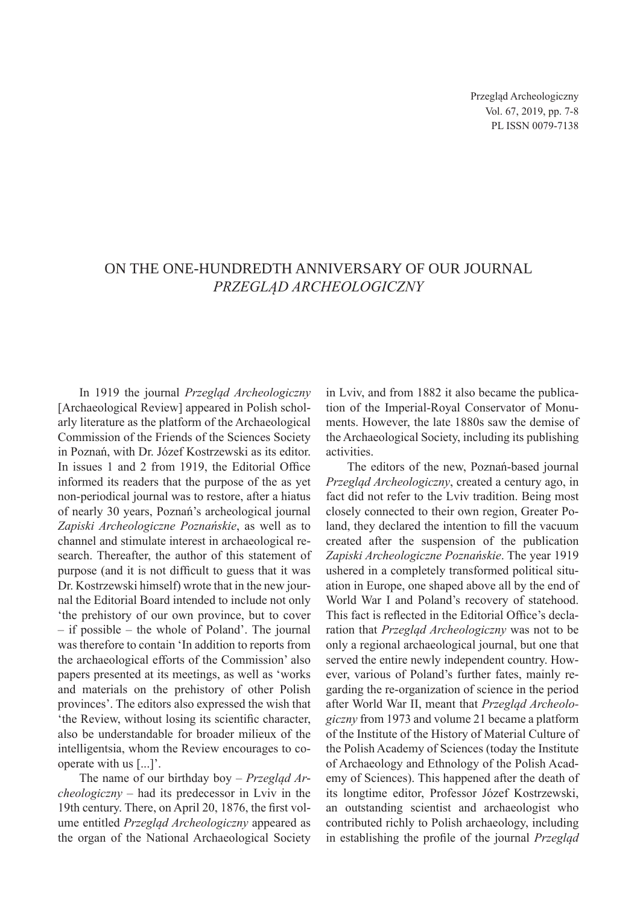# ON THE ONE-HUNDREDTH ANNIVERSARY OF OUR JOURNAL *PRZEGLĄD ARCHEOLOGICZNY*

In 1919 the journal *Przegląd Archeologiczny* [Archaeological Review] appeared in Polish scholarly literature as the platform of the Archaeological Commission of the Friends of the Sciences Society in Poznań, with Dr. Józef Kostrzewski as its editor. In issues 1 and 2 from 1919, the Editorial Office informed its readers that the purpose of the as yet non-periodical journal was to restore, after a hiatus of nearly 30 years, Poznań's archeological journal *Zapiski Archeologiczne Poznańskie*, as well as to channel and stimulate interest in archaeological research. Thereafter, the author of this statement of purpose (and it is not difficult to guess that it was Dr. Kostrzewski himself) wrote that in the new journal the Editorial Board intended to include not only 'the prehistory of our own province, but to cover – if possible – the whole of Poland'. The journal was therefore to contain 'In addition to reports from the archaeological efforts of the Commission' also papers presented at its meetings, as well as 'works and materials on the prehistory of other Polish provinces'. The editors also expressed the wish that 'the Review, without losing its scientific character, also be understandable for broader milieux of the intelligentsia, whom the Review encourages to cooperate with us [...]'.

The name of our birthday boy – *Przegląd Archeologiczny* – had its predecessor in Lviv in the 19th century. There, on April 20, 1876, the first volume entitled *Przegląd Archeologiczny* appeared as the organ of the National Archaeological Society in Lviv, and from 1882 it also became the publication of the Imperial-Royal Conservator of Monuments. However, the late 1880s saw the demise of the Archaeological Society, including its publishing activities.

The editors of the new, Poznań-based journal *Przegląd Archeologiczny*, created a century ago, in fact did not refer to the Lviv tradition. Being most closely connected to their own region, Greater Poland, they declared the intention to fill the vacuum created after the suspension of the publication *Zapiski Archeologiczne Poznańskie*. The year 1919 ushered in a completely transformed political situation in Europe, one shaped above all by the end of World War I and Poland's recovery of statehood. This fact is reflected in the Editorial Office's declaration that *Przegląd Archeologiczny* was not to be only a regional archaeological journal, but one that served the entire newly independent country. However, various of Poland's further fates, mainly regarding the re-organization of science in the period after World War II, meant that *Przegląd Archeologiczny* from 1973 and volume 21 became a platform of the Institute of the History of Material Culture of the Polish Academy of Sciences (today the Institute of Archaeology and Ethnology of the Polish Academy of Sciences). This happened after the death of its longtime editor, Professor Józef Kostrzewski, an outstanding scientist and archaeologist who contributed richly to Polish archaeology, including in establishing the profile of the journal *Przegląd*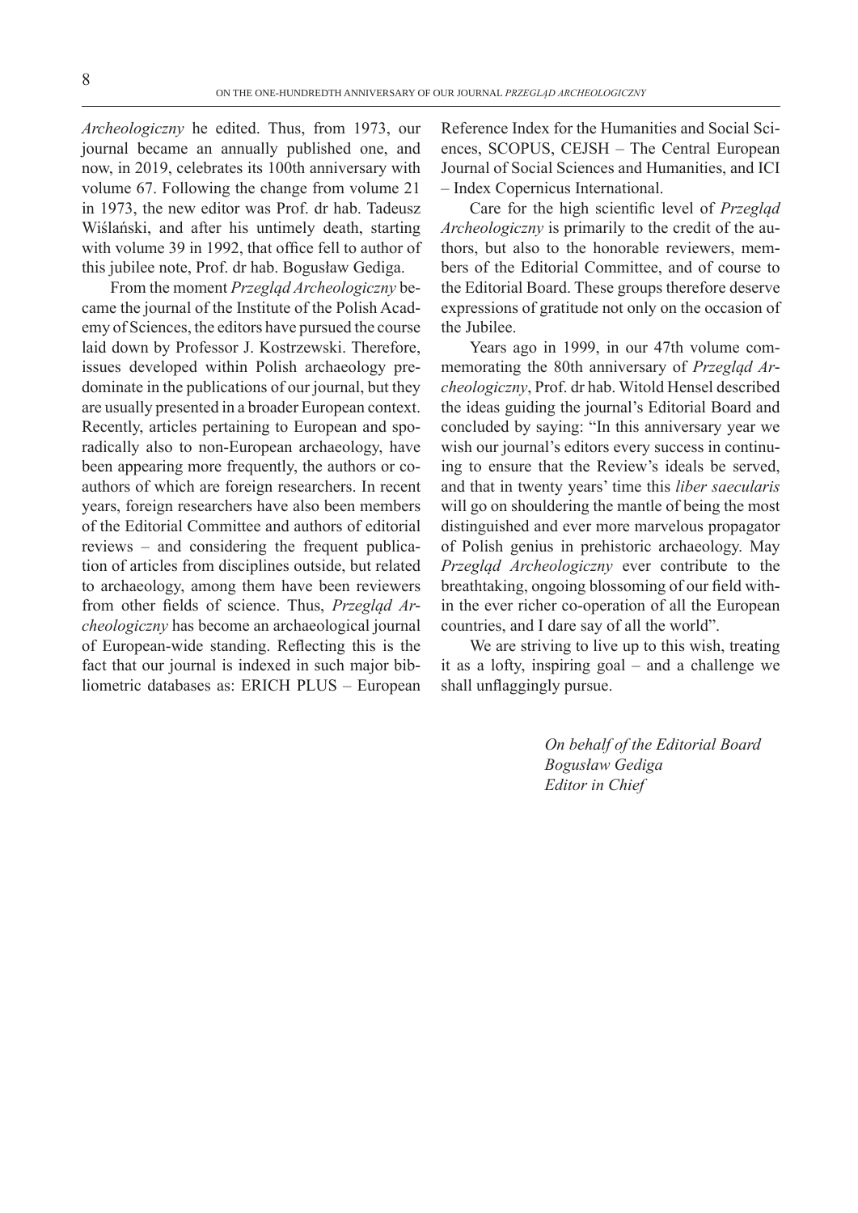*Archeologiczny* he edited. Thus, from 1973, our journal became an annually published one, and now, in 2019, celebrates its 100th anniversary with volume 67. Following the change from volume 21 in 1973, the new editor was Prof. dr hab. Tadeusz Wiślański, and after his untimely death, starting with volume 39 in 1992, that office fell to author of this jubilee note, Prof. dr hab. Bogusław Gediga.

From the moment *Przegląd Archeologiczny* became the journal of the Institute of the Polish Academy of Sciences, the editors have pursued the course laid down by Professor J. Kostrzewski. Therefore, issues developed within Polish archaeology predominate in the publications of our journal, but they are usually presented in a broader European context. Recently, articles pertaining to European and sporadically also to non-European archaeology, have been appearing more frequently, the authors or co-authors of which are foreign researchers. In recent years, foreign researchers have also been members of the Editorial Committee and authors of editorial reviews – and considering the frequent publication of articles from disciplines outside, but related to archaeology, among them have been reviewers from other fields of science. Thus, *Przegląd Archeologiczny* has become an archaeological journal of European-wide standing. Reflecting this is the fact that our journal is indexed in such major bibliometric databases as: ERICH PLUS – European Reference Index for the Humanities and Social Sciences, SCOPUS, CEJSH – The Central European Journal of Social Sciences and Humanities, and ICI – Index Copernicus International.

Care for the high scientific level of *Przegląd Archeologiczny* is primarily to the credit of the authors, but also to the honorable reviewers, members of the Editorial Committee, and of course to the Editorial Board. These groups therefore deserve expressions of gratitude not only on the occasion of the Jubilee.

Years ago in 1999, in our 47th volume commemorating the 80th anniversary of *Przegląd Archeologiczny*, Prof. dr hab. Witold Hensel described the ideas guiding the journal's Editorial Board and concluded by saying: "In this anniversary year we wish our journal's editors every success in continuing to ensure that the Review's ideals be served, and that in twenty years' time this *liber saecularis* will go on shouldering the mantle of being the most distinguished and ever more marvelous propagator of Polish genius in prehistoric archaeology. May *Przegląd Archeologiczny* ever contribute to the breathtaking, ongoing blossoming of our field within the ever richer co-operation of all the European countries, and I dare say of all the world".

We are striving to live up to this wish, treating it as a lofty, inspiring goal – and a challenge we shall unflaggingly pursue.

*On behalf of the Editorial Board*
*Bogusław Gediga*
*Editor in Chief*